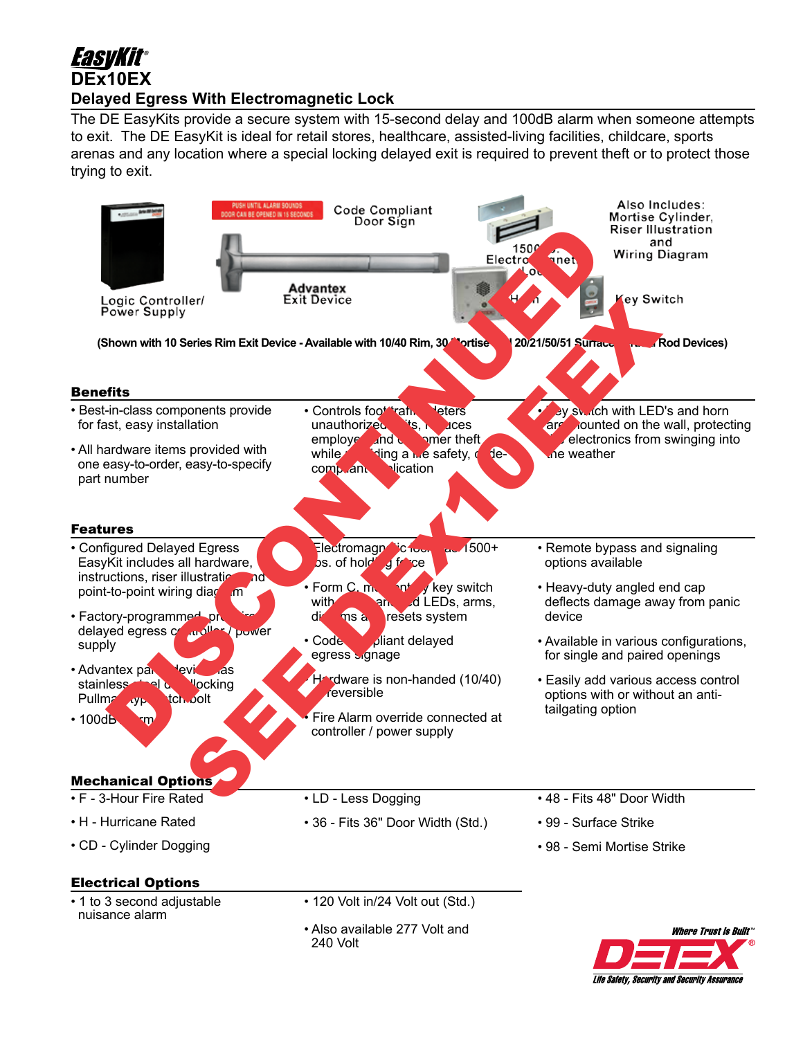# EasyKit®

# DEx10EX

## Delayed Egress With Electromagnetic Lock

The DE EasyKits provide a secure system with 15-second delay and 100dB alarm when someone attempts to exit. The DE EasyKit is ideal for retail stores, healthcare, assisted-living facilities, childcare, sports arenas and any location where a special locking delayed exit is required to prevent theft or to protect those trying to exit.

DISCONTINUED SEE DEX10EEX

Logic Controller/ Power Supply

PUSH UNTIL ALARM SOUNDS DOOR CAN BE OPENED IN 15 SECONDS

Code Compliant Door Sign

Advantex Exit Device

1500 lb. Electromagnetic Lock

Horn

Key Switch

Also Includes: Mortise Cylinder, Riser Illustration and Wiring Diagram

**(Shown with 10 Series Rim Exit Device - Available with 10/40 Rim, 30 Mortise and 20/21/50/51 Surface Vertical Rod Devices)**

### Benefits

- Best-in-class components provide for fast, easy installation
- All hardware items provided with one easy-to-order, easy-to-specify part number
- Controls foot traffic, deters unauthorized exits, reduces employee and customer theft while providing a life safety, code-compliant application
- Key switch with LED's and horn are mounted on the wall, protecting electronics from swinging into the weather

### Features

- Configured Delayed Egress EasyKit includes all hardware, instructions, riser illustration and point-to-point wiring diagram
- Factory-programmed pre-wired delayed egress controller / power supply
- Advantex panic device has stainless steel deadlocking Pullman-type latch bolt
- 100dB alarm
- Electromagnetic lock has 1500+ lbs. of holding force
- Form C, momentary key switch with armed LEDs, arms, disarms and resets system
- Code compliant delayed egress signage
- Hardware is non-handed (10/40) or reversible
- Fire Alarm override connected at controller / power supply
- Remote bypass and signaling options available
- Heavy-duty angled end cap deflects damage away from panic device
- Available in various configurations, for single and paired openings
- Easily add various access control options with or without an anti-tailgating option

### Mechanical Options

- F - 3-Hour Fire Rated
- H - Hurricane Rated
- CD - Cylinder Dogging
- LD - Less Dogging
- 36 - Fits 36" Door Width (Std.)
- 48 - Fits 48" Door Width
- 99 - Surface Strike
- 98 - Semi Mortise Strike

### Electrical Options

- 1 to 3 second adjustable nuisance alarm
- 120 Volt in/24 Volt out (Std.)
- Also available 277 Volt and 240 Volt

Where Trust is Built™

DETEX®

Life Safety, Security and Security Assurance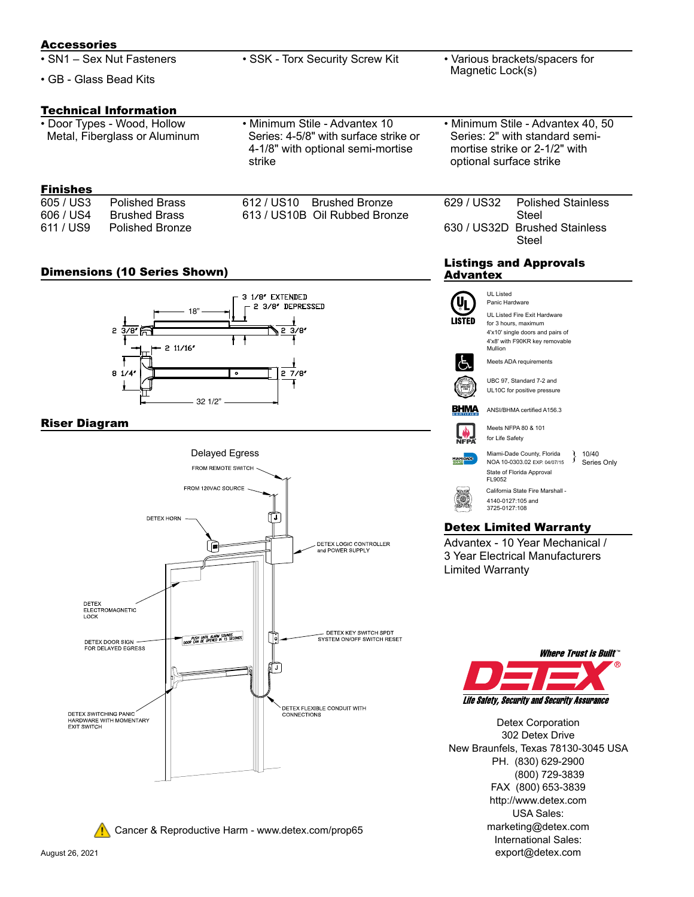## Accessories

- SN1 – Sex Nut Fasteners
- GB - Glass Bead Kits
- SSK - Torx Security Screw Kit
- Various brackets/spacers for Magnetic Lock(s)

## Technical Information

- Door Types - Wood, Hollow Metal, Fiberglass or Aluminum
- Minimum Stile - Advantex 10 Series: 4-5/8" with surface strike or 4-1/8" with optional semi-mortise strike
- Minimum Stile - Advantex 40, 50 Series: 2" with standard semi-mortise strike or 2-1/2" with optional surface strike

## Finishes

| | |
|---|---|
| 605 / US3 | Polished Brass |
| 606 / US4 | Brushed Brass |
| 611 / US9 | Polished Bronze |
| 612 / US10 | Brushed Bronze |
| 613 / US10B | Oil Rubbed Bronze |
| 629 / US32 | Polished Stainless Steel |
| 630 / US32D | Brushed Stainless Steel |

## Dimensions (10 Series Shown)

3 1/8" EXTENDED
2 3/8" DEPRESSED
18"
2 3/8"
2 3/8"
2 11/16"
8 1/4"
2 7/8"
32 1/2"

## Riser Diagram

Delayed Egress

FROM REMOTE SWITCH
FROM 120VAC SOURCE
DETEX HORN
DETEX LOGIC CONTROLLER and POWER SUPPLY
DETEX ELECTROMAGNETIC LOCK
DETEX DOOR SIGN FOR DELAYED EGRESS
PUSH UNTIL ALARM SOUNDS DOOR CAN BE OPENED IN 15 SECONDS
DETEX KEY SWITCH SPDT SYSTEM ON/OFF SWITCH RESET
DETEX SWITCHING PANIC HARDWARE WITH MOMENTARY EXIT SWITCH
DETEX FLEXIBLE CONDUIT WITH CONNECTIONS

Cancer & Reproductive Harm - www.detex.com/prop65

## Listings and Approvals Advantex

- UL Listed Panic Hardware
- UL Listed Fire Exit Hardware for 3 hours, maximum 4'x10' single doors and pairs of 4'x8' with F90KR key removable Mullion
- Meets ADA requirements
- UBC 97, Standard 7-2 and UL10C for positive pressure
- ANSI/BHMA certified A156.3
- Meets NFPA 80 & 101 for Life Safety
- Miami-Dade County, Florida NOA 10-0303.02 EXP. 04/07/15 } 10/40 Series Only
- State of Florida Approval FL9052
- California State Fire Marshall - 4140-0127:105 and 3725-0127:108

## Detex Limited Warranty

Advantex - 10 Year Mechanical / 3 Year Electrical Manufacturers Limited Warranty

Where Trust is Built™

DETEX®

Life Safety, Security and Security Assurance

Detex Corporation
302 Detex Drive
New Braunfels, Texas 78130-3045 USA
PH. (830) 629-2900
(800) 729-3839
FAX (800) 653-3839
http://www.detex.com
USA Sales:
marketing@detex.com
International Sales:
export@detex.com

August 26, 2021